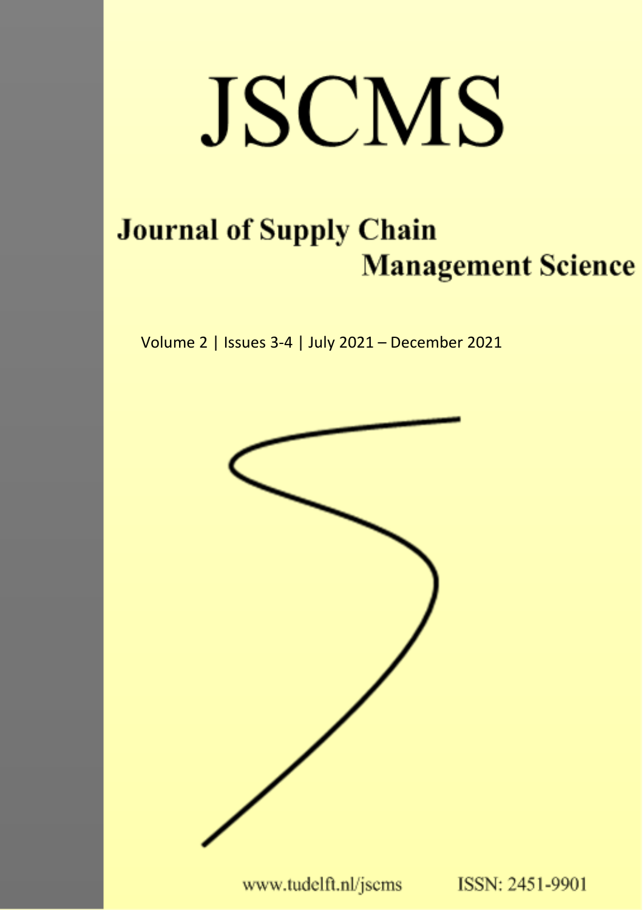# JSCMS

## Journal of Supply Chain Management Science

Volume 2 | Issues 3-4 | July 2021 – December 2021

www.tudelft.nl/jscms ISSN: 2451-9901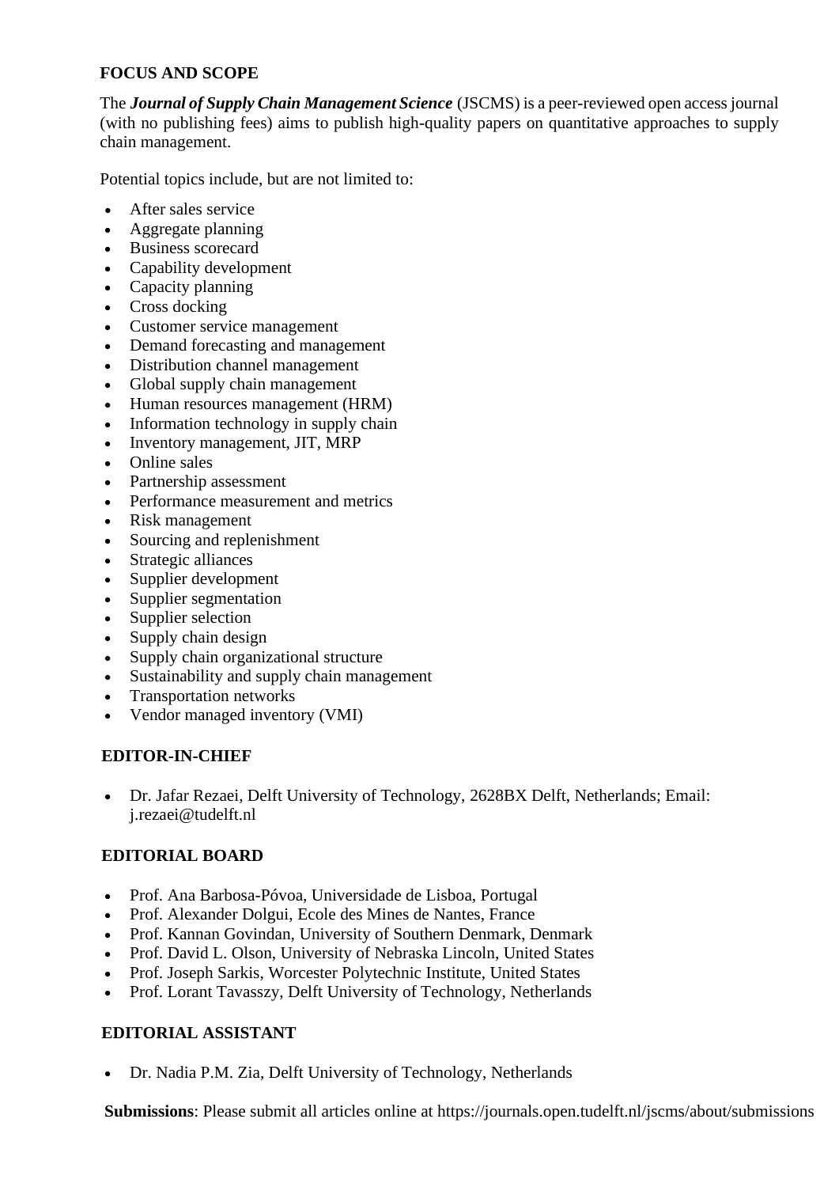## FOCUS AND SCOPE

The ***Journal of Supply Chain Management Science*** (JSCMS) is a peer-reviewed open access journal (with no publishing fees) aims to publish high-quality papers on quantitative approaches to supply chain management.

Potential topics include, but are not limited to:

- After sales service
- Aggregate planning
- Business scorecard
- Capability development
- Capacity planning
- Cross docking
- Customer service management
- Demand forecasting and management
- Distribution channel management
- Global supply chain management
- Human resources management (HRM)
- Information technology in supply chain
- Inventory management, JIT, MRP
- Online sales
- Partnership assessment
- Performance measurement and metrics
- Risk management
- Sourcing and replenishment
- Strategic alliances
- Supplier development
- Supplier segmentation
- Supplier selection
- Supply chain design
- Supply chain organizational structure
- Sustainability and supply chain management
- Transportation networks
- Vendor managed inventory (VMI)

## EDITOR-IN-CHIEF

- Dr. Jafar Rezaei, Delft University of Technology, 2628BX Delft, Netherlands; Email: j.rezaei@tudelft.nl

## EDITORIAL BOARD

- Prof. Ana Barbosa-Póvoa, Universidade de Lisboa, Portugal
- Prof. Alexander Dolgui, Ecole des Mines de Nantes, France
- Prof. Kannan Govindan, University of Southern Denmark, Denmark
- Prof. David L. Olson, University of Nebraska Lincoln, United States
- Prof. Joseph Sarkis, Worcester Polytechnic Institute, United States
- Prof. Lorant Tavasszy, Delft University of Technology, Netherlands

## EDITORIAL ASSISTANT

- Dr. Nadia P.M. Zia, Delft University of Technology, Netherlands

**Submissions**: Please submit all articles online at https://journals.open.tudelft.nl/jscms/about/submissions